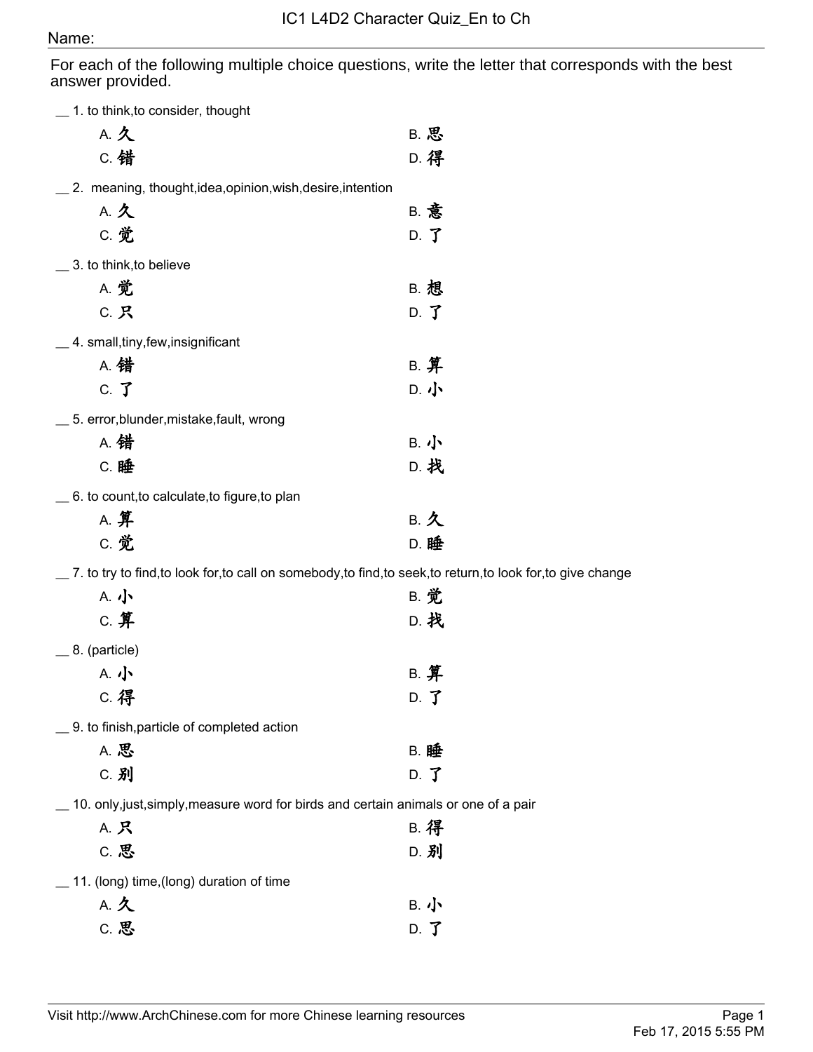# IC1 L4D2 Character Quiz_En to Ch

Name:

For each of the following multiple choice questions, write the letter that corresponds with the best answer provided.

__ 1. to think,to consider, thought

A. 久 B. 思
C. 错 D. 得

__ 2. meaning, thought,idea,opinion,wish,desire,intention

A. 久 B. 意
C. 觉 D. 了

__ 3. to think,to believe

A. 觉 B. 想
C. 只 D. 了

__ 4. small,tiny,few,insignificant

A. 错 B. 算
C. 了 D. 小

__ 5. error,blunder,mistake,fault, wrong

A. 错 B. 小
C. 睡 D. 找

__ 6. to count,to calculate,to figure,to plan

A. 算 B. 久
C. 觉 D. 睡

__ 7. to try to find,to look for,to call on somebody,to find,to seek,to return,to look for,to give change

A. 小 B. 觉
C. 算 D. 找

__ 8. (particle)

A. 小 B. 算
C. 得 D. 了

__ 9. to finish,particle of completed action

A. 思 B. 睡
C. 别 D. 了

__ 10. only,just,simply,measure word for birds and certain animals or one of a pair

A. 只 B. 得
C. 思 D. 别

__ 11. (long) time,(long) duration of time

A. 久 B. 小
C. 思 D. 了

Visit http://www.ArchChinese.com for more Chinese learning resources

Feb 17, 2015 5:55 PM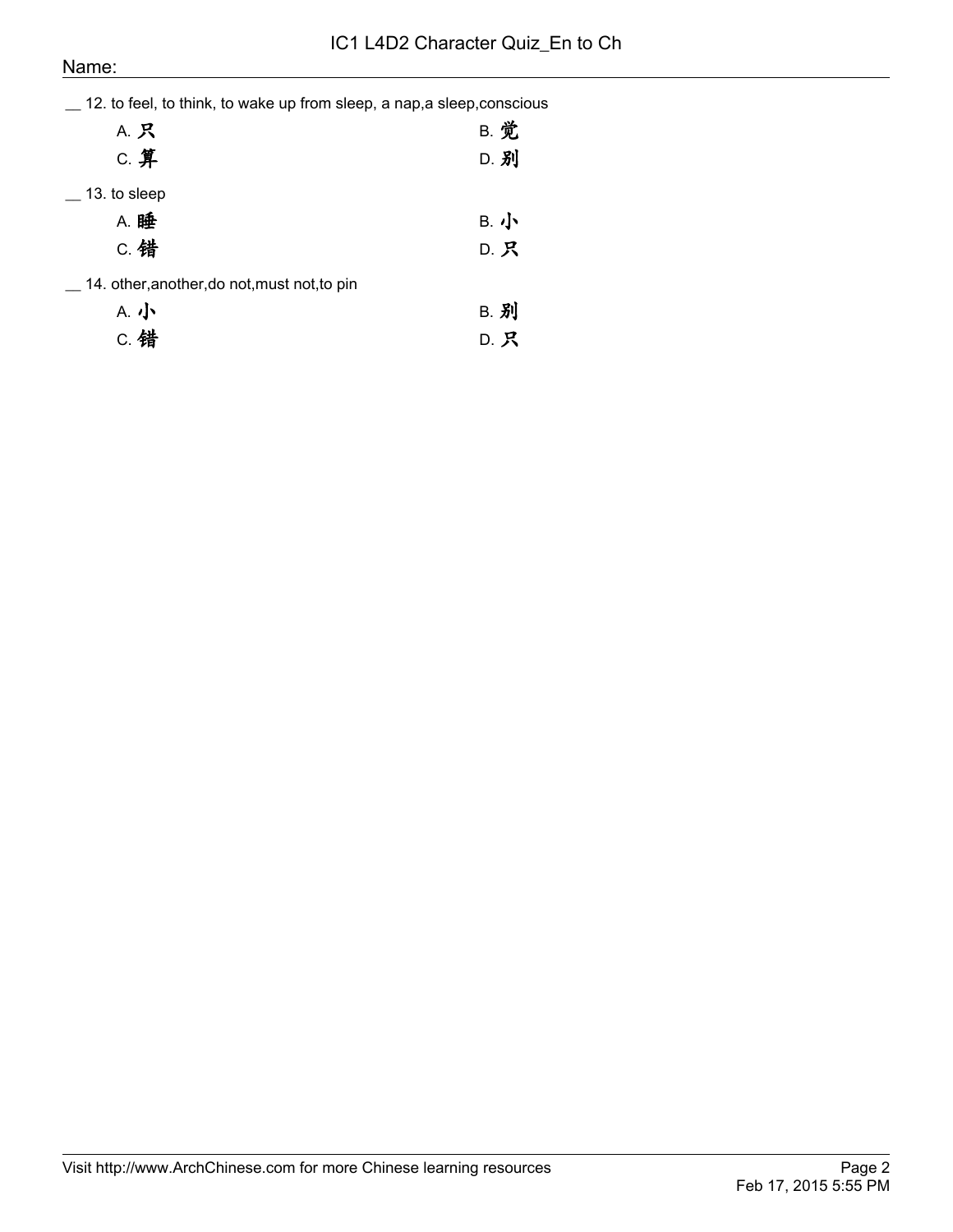Name:

__ 12. to feel, to think, to wake up from sleep, a nap,a sleep,conscious

A. 只 B. 觉
C. 算 D. 别

__ 13. to sleep

A. 睡 B. 小
C. 错 D. 只

__ 14. other,another,do not,must not,to pin

A. 小 B. 别
C. 错 D. 只